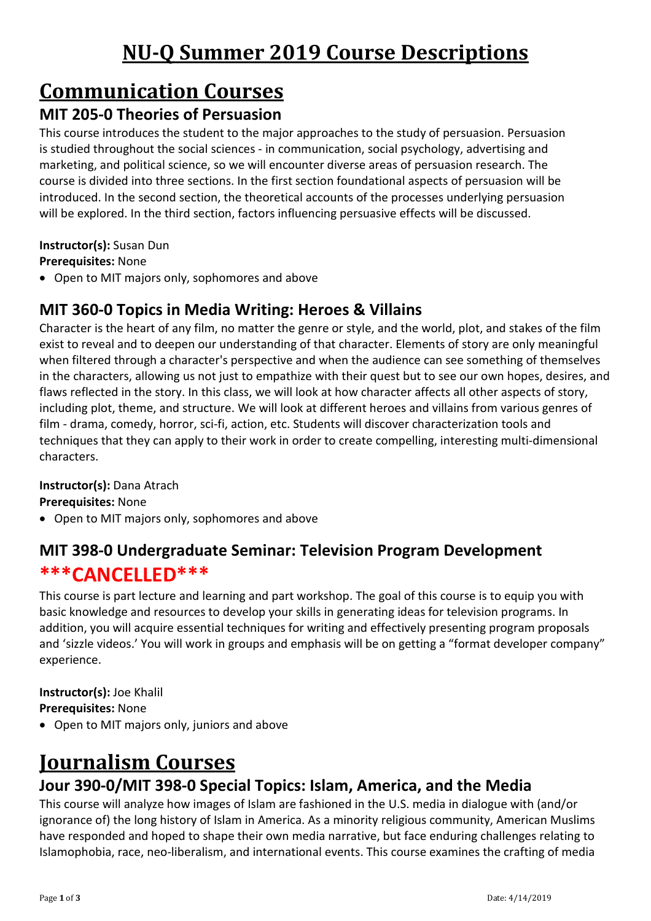# NU-Q Summer 2019 Course Descriptions

## Communication Courses

### MIT 205-0 Theories of Persuasion

This course introduces the student to the major approaches to the study of persuasion. Persuasion is studied throughout the social sciences - in communication, social psychology, advertising and marketing, and political science, so we will encounter diverse areas of persuasion research. The course is divided into three sections. In the first section foundational aspects of persuasion will be introduced. In the second section, the theoretical accounts of the processes underlying persuasion will be explored. In the third section, factors influencing persuasive effects will be discussed.

**Instructor(s):** Susan Dun
**Prerequisites:** None

- Open to MIT majors only, sophomores and above

### MIT 360-0 Topics in Media Writing: Heroes & Villains

Character is the heart of any film, no matter the genre or style, and the world, plot, and stakes of the film exist to reveal and to deepen our understanding of that character. Elements of story are only meaningful when filtered through a character's perspective and when the audience can see something of themselves in the characters, allowing us not just to empathize with their quest but to see our own hopes, desires, and flaws reflected in the story. In this class, we will look at how character affects all other aspects of story, including plot, theme, and structure. We will look at different heroes and villains from various genres of film - drama, comedy, horror, sci-fi, action, etc. Students will discover characterization tools and techniques that they can apply to their work in order to create compelling, interesting multi-dimensional characters.

**Instructor(s):** Dana Atrach
**Prerequisites:** None

- Open to MIT majors only, sophomores and above

### MIT 398-0 Undergraduate Seminar: Television Program Development ***CANCELLED***

This course is part lecture and learning and part workshop. The goal of this course is to equip you with basic knowledge and resources to develop your skills in generating ideas for television programs. In addition, you will acquire essential techniques for writing and effectively presenting program proposals and 'sizzle videos.' You will work in groups and emphasis will be on getting a "format developer company" experience.

**Instructor(s):** Joe Khalil
**Prerequisites:** None

- Open to MIT majors only, juniors and above

## Journalism Courses

### Jour 390-0/MIT 398-0 Special Topics: Islam, America, and the Media

This course will analyze how images of Islam are fashioned in the U.S. media in dialogue with (and/or ignorance of) the long history of Islam in America. As a minority religious community, American Muslims have responded and hoped to shape their own media narrative, but face enduring challenges relating to Islamophobia, race, neo-liberalism, and international events. This course examines the crafting of media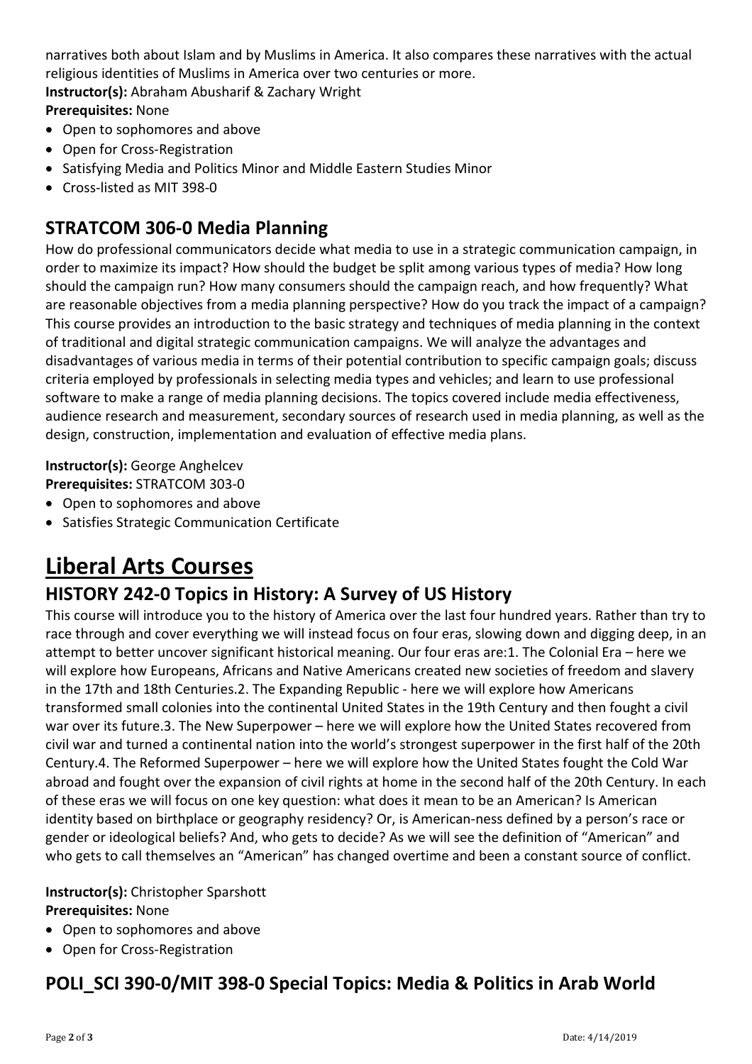narratives both about Islam and by Muslims in America. It also compares these narratives with the actual religious identities of Muslims in America over two centuries or more.

**Instructor(s):** Abraham Abusharif & Zachary Wright

**Prerequisites:** None

- Open to sophomores and above
- Open for Cross-Registration
- Satisfying Media and Politics Minor and Middle Eastern Studies Minor
- Cross-listed as MIT 398-0

## STRATCOM 306-0 Media Planning

How do professional communicators decide what media to use in a strategic communication campaign, in order to maximize its impact? How should the budget be split among various types of media? How long should the campaign run? How many consumers should the campaign reach, and how frequently? What are reasonable objectives from a media planning perspective? How do you track the impact of a campaign? This course provides an introduction to the basic strategy and techniques of media planning in the context of traditional and digital strategic communication campaigns. We will analyze the advantages and disadvantages of various media in terms of their potential contribution to specific campaign goals; discuss criteria employed by professionals in selecting media types and vehicles; and learn to use professional software to make a range of media planning decisions. The topics covered include media effectiveness, audience research and measurement, secondary sources of research used in media planning, as well as the design, construction, implementation and evaluation of effective media plans.

**Instructor(s):** George Anghelcev

**Prerequisites:** STRATCOM 303-0

- Open to sophomores and above
- Satisfies Strategic Communication Certificate

# Liberal Arts Courses

## HISTORY 242-0 Topics in History: A Survey of US History

This course will introduce you to the history of America over the last four hundred years. Rather than try to race through and cover everything we will instead focus on four eras, slowing down and digging deep, in an attempt to better uncover significant historical meaning. Our four eras are:1. The Colonial Era – here we will explore how Europeans, Africans and Native Americans created new societies of freedom and slavery in the 17th and 18th Centuries.2. The Expanding Republic - here we will explore how Americans transformed small colonies into the continental United States in the 19th Century and then fought a civil war over its future.3. The New Superpower – here we will explore how the United States recovered from civil war and turned a continental nation into the world's strongest superpower in the first half of the 20th Century.4. The Reformed Superpower – here we will explore how the United States fought the Cold War abroad and fought over the expansion of civil rights at home in the second half of the 20th Century. In each of these eras we will focus on one key question: what does it mean to be an American? Is American identity based on birthplace or geography residency? Or, is American-ness defined by a person's race or gender or ideological beliefs? And, who gets to decide? As we will see the definition of "American" and who gets to call themselves an "American" has changed overtime and been a constant source of conflict.

**Instructor(s):** Christopher Sparshott

**Prerequisites:** None

- Open to sophomores and above
- Open for Cross-Registration

## POLI_SCI 390-0/MIT 398-0 Special Topics: Media & Politics in Arab World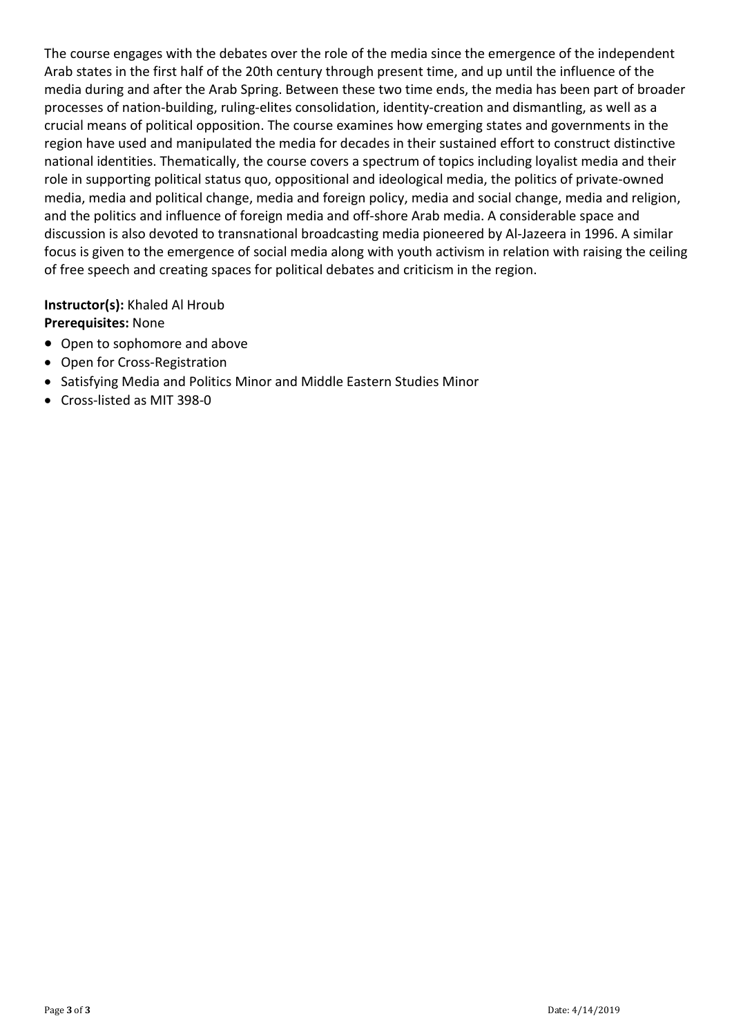The course engages with the debates over the role of the media since the emergence of the independent Arab states in the first half of the 20th century through present time, and up until the influence of the media during and after the Arab Spring. Between these two time ends, the media has been part of broader processes of nation-building, ruling-elites consolidation, identity-creation and dismantling, as well as a crucial means of political opposition. The course examines how emerging states and governments in the region have used and manipulated the media for decades in their sustained effort to construct distinctive national identities. Thematically, the course covers a spectrum of topics including loyalist media and their role in supporting political status quo, oppositional and ideological media, the politics of private-owned media, media and political change, media and foreign policy, media and social change, media and religion, and the politics and influence of foreign media and off-shore Arab media. A considerable space and discussion is also devoted to transnational broadcasting media pioneered by Al-Jazeera in 1996. A similar focus is given to the emergence of social media along with youth activism in relation with raising the ceiling of free speech and creating spaces for political debates and criticism in the region.

**Instructor(s):** Khaled Al Hroub
**Prerequisites:** None

- Open to sophomore and above
- Open for Cross-Registration
- Satisfying Media and Politics Minor and Middle Eastern Studies Minor
- Cross-listed as MIT 398-0